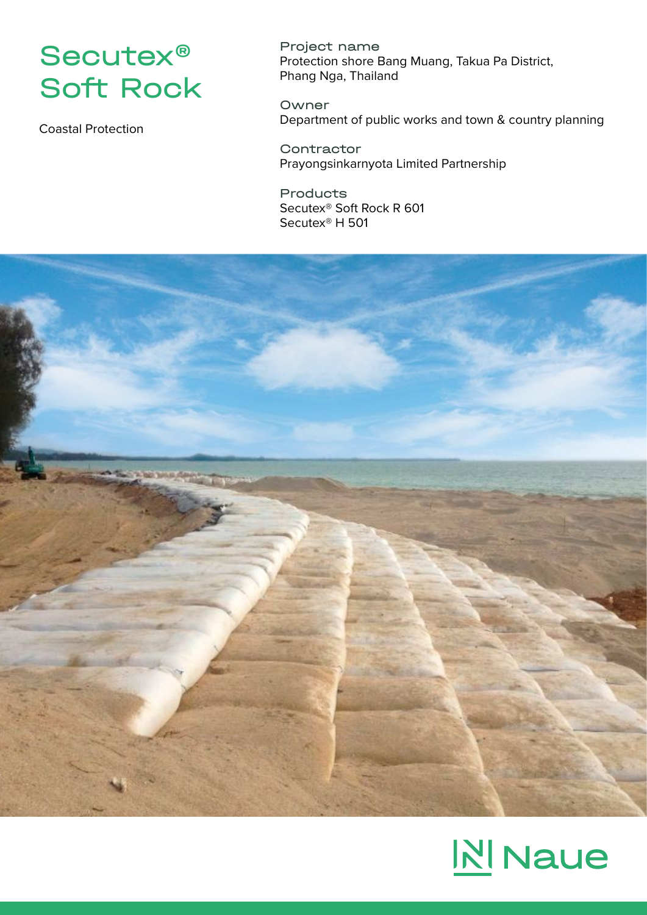# Secutex® Soft Rock

Coastal Protection

**Project name**
Protection shore Bang Muang, Takua Pa District, Phang Nga, Thailand

**Owner**
Department of public works and town & country planning

**Contractor**
Prayongsinkarnyota Limited Partnership

**Products**
Secutex® Soft Rock R 601
Secutex® H 501

Naue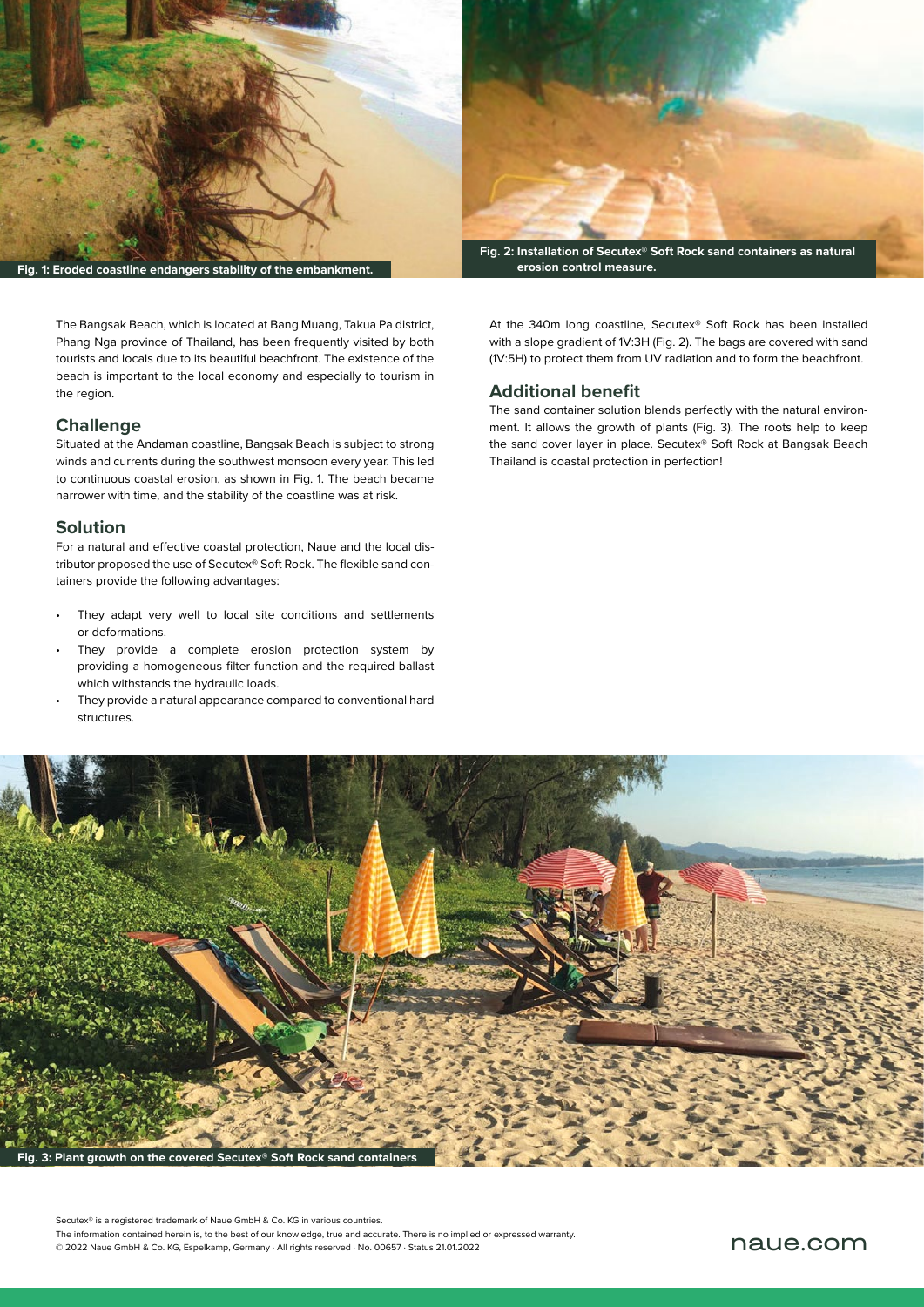Fig. 1: Eroded coastline endangers stability of the embankment.

Fig. 2: Installation of Secutex® Soft Rock sand containers as natural erosion control measure.

The Bangsak Beach, which is located at Bang Muang, Takua Pa district, Phang Nga province of Thailand, has been frequently visited by both tourists and locals due to its beautiful beachfront. The existence of the beach is important to the local economy and especially to tourism in the region.

## Challenge

Situated at the Andaman coastline, Bangsak Beach is subject to strong winds and currents during the southwest monsoon every year. This led to continuous coastal erosion, as shown in Fig. 1. The beach became narrower with time, and the stability of the coastline was at risk.

## Solution

For a natural and effective coastal protection, Naue and the local distributor proposed the use of Secutex® Soft Rock. The flexible sand containers provide the following advantages:

- They adapt very well to local site conditions and settlements or deformations.
- They provide a complete erosion protection system by providing a homogeneous filter function and the required ballast which withstands the hydraulic loads.
- They provide a natural appearance compared to conventional hard structures.

At the 340m long coastline, Secutex® Soft Rock has been installed with a slope gradient of 1V:3H (Fig. 2). The bags are covered with sand (1V:5H) to protect them from UV radiation and to form the beachfront.

## Additional benefit

The sand container solution blends perfectly with the natural environment. It allows the growth of plants (Fig. 3). The roots help to keep the sand cover layer in place. Secutex® Soft Rock at Bangsak Beach Thailand is coastal protection in perfection!

Fig. 3: Plant growth on the covered Secutex® Soft Rock sand containers

Secutex® is a registered trademark of Naue GmbH & Co. KG in various countries.
The information contained herein is, to the best of our knowledge, true and accurate. There is no implied or expressed warranty.
© 2022 Naue GmbH & Co. KG, Espelkamp, Germany · All rights reserved · No. 00657 · Status 21.01.2022

naue.com